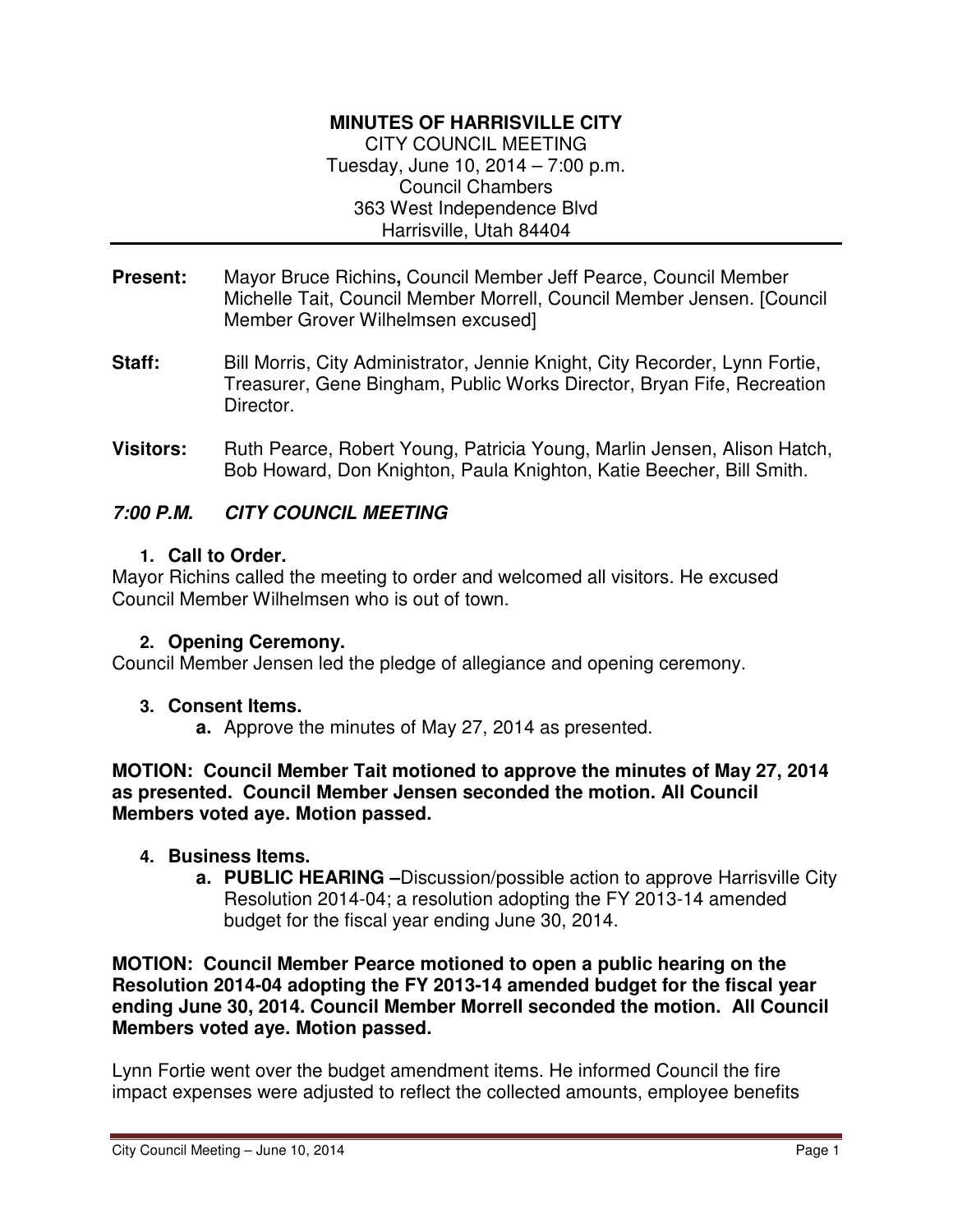**MINUTES OF HARRISVILLE CITY**
CITY COUNCIL MEETING
Tuesday, June 10, 2014 – 7:00 p.m.
Council Chambers
363 West Independence Blvd
Harrisville, Utah 84404

---

**Present:** Mayor Bruce Richins**,** Council Member Jeff Pearce, Council Member Michelle Tait, Council Member Morrell, Council Member Jensen. [Council Member Grover Wilhelmsen excused]

**Staff:** Bill Morris, City Administrator, Jennie Knight, City Recorder, Lynn Fortie, Treasurer, Gene Bingham, Public Works Director, Bryan Fife, Recreation Director.

**Visitors:** Ruth Pearce, Robert Young, Patricia Young, Marlin Jensen, Alison Hatch, Bob Howard, Don Knighton, Paula Knighton, Katie Beecher, Bill Smith.

***7:00 P.M. CITY COUNCIL MEETING***

1. **Call to Order.**

Mayor Richins called the meeting to order and welcomed all visitors. He excused Council Member Wilhelmsen who is out of town.

2. **Opening Ceremony.**

Council Member Jensen led the pledge of allegiance and opening ceremony.

3. **Consent Items.**
   a. Approve the minutes of May 27, 2014 as presented.

**MOTION: Council Member Tait motioned to approve the minutes of May 27, 2014 as presented. Council Member Jensen seconded the motion. All Council Members voted aye. Motion passed.**

4. **Business Items.**
   a. **PUBLIC HEARING –**Discussion/possible action to approve Harrisville City Resolution 2014-04; a resolution adopting the FY 2013-14 amended budget for the fiscal year ending June 30, 2014.

**MOTION: Council Member Pearce motioned to open a public hearing on the Resolution 2014-04 adopting the FY 2013-14 amended budget for the fiscal year ending June 30, 2014. Council Member Morrell seconded the motion. All Council Members voted aye. Motion passed.**

Lynn Fortie went over the budget amendment items. He informed Council the fire impact expenses were adjusted to reflect the collected amounts, employee benefits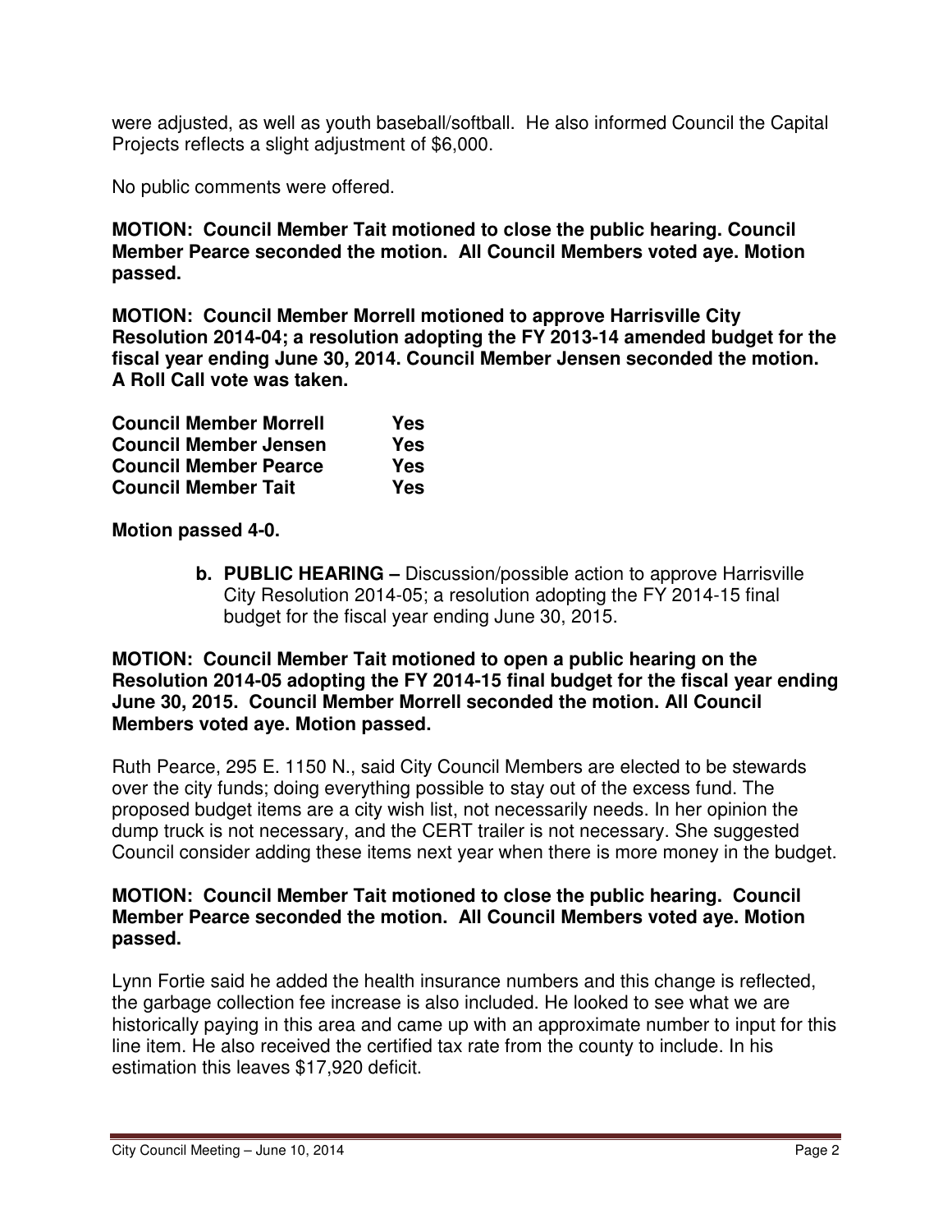were adjusted, as well as youth baseball/softball. He also informed Council the Capital Projects reflects a slight adjustment of $6,000.

No public comments were offered.

**MOTION: Council Member Tait motioned to close the public hearing. Council Member Pearce seconded the motion. All Council Members voted aye. Motion passed.**

**MOTION: Council Member Morrell motioned to approve Harrisville City Resolution 2014-04; a resolution adopting the FY 2013-14 amended budget for the fiscal year ending June 30, 2014. Council Member Jensen seconded the motion. A Roll Call vote was taken.**

| | |
|---|---|
| **Council Member Morrell** | **Yes** |
| **Council Member Jensen** | **Yes** |
| **Council Member Pearce** | **Yes** |
| **Council Member Tait** | **Yes** |

**Motion passed 4-0.**

**b. PUBLIC HEARING –** Discussion/possible action to approve Harrisville City Resolution 2014-05; a resolution adopting the FY 2014-15 final budget for the fiscal year ending June 30, 2015.

**MOTION: Council Member Tait motioned to open a public hearing on the Resolution 2014-05 adopting the FY 2014-15 final budget for the fiscal year ending June 30, 2015. Council Member Morrell seconded the motion. All Council Members voted aye. Motion passed.**

Ruth Pearce, 295 E. 1150 N., said City Council Members are elected to be stewards over the city funds; doing everything possible to stay out of the excess fund. The proposed budget items are a city wish list, not necessarily needs. In her opinion the dump truck is not necessary, and the CERT trailer is not necessary. She suggested Council consider adding these items next year when there is more money in the budget.

**MOTION: Council Member Tait motioned to close the public hearing. Council Member Pearce seconded the motion. All Council Members voted aye. Motion passed.**

Lynn Fortie said he added the health insurance numbers and this change is reflected, the garbage collection fee increase is also included. He looked to see what we are historically paying in this area and came up with an approximate number to input for this line item. He also received the certified tax rate from the county to include. In his estimation this leaves $17,920 deficit.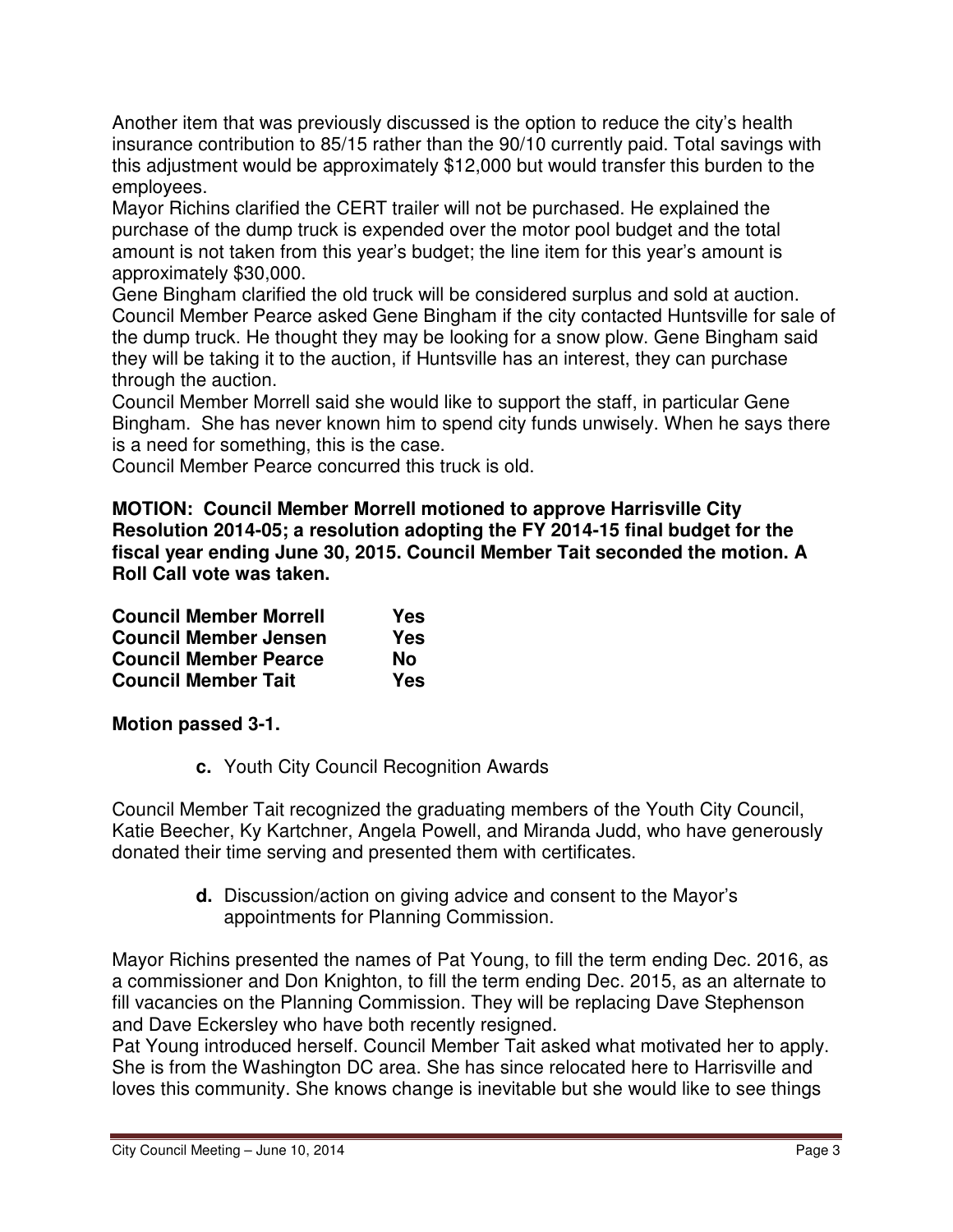Another item that was previously discussed is the option to reduce the city's health insurance contribution to 85/15 rather than the 90/10 currently paid. Total savings with this adjustment would be approximately $12,000 but would transfer this burden to the employees.

Mayor Richins clarified the CERT trailer will not be purchased. He explained the purchase of the dump truck is expended over the motor pool budget and the total amount is not taken from this year's budget; the line item for this year's amount is approximately $30,000.

Gene Bingham clarified the old truck will be considered surplus and sold at auction.

Council Member Pearce asked Gene Bingham if the city contacted Huntsville for sale of the dump truck. He thought they may be looking for a snow plow. Gene Bingham said they will be taking it to the auction, if Huntsville has an interest, they can purchase through the auction.

Council Member Morrell said she would like to support the staff, in particular Gene Bingham. She has never known him to spend city funds unwisely. When he says there is a need for something, this is the case.

Council Member Pearce concurred this truck is old.

**MOTION: Council Member Morrell motioned to approve Harrisville City Resolution 2014-05; a resolution adopting the FY 2014-15 final budget for the fiscal year ending June 30, 2015. Council Member Tait seconded the motion. A Roll Call vote was taken.**

| | |
|---|---|
| **Council Member Morrell** | **Yes** |
| **Council Member Jensen** | **Yes** |
| **Council Member Pearce** | **No** |
| **Council Member Tait** | **Yes** |

**Motion passed 3-1.**

**c.** Youth City Council Recognition Awards

Council Member Tait recognized the graduating members of the Youth City Council, Katie Beecher, Ky Kartchner, Angela Powell, and Miranda Judd, who have generously donated their time serving and presented them with certificates.

**d.** Discussion/action on giving advice and consent to the Mayor's appointments for Planning Commission.

Mayor Richins presented the names of Pat Young, to fill the term ending Dec. 2016, as a commissioner and Don Knighton, to fill the term ending Dec. 2015, as an alternate to fill vacancies on the Planning Commission. They will be replacing Dave Stephenson and Dave Eckersley who have both recently resigned.

Pat Young introduced herself. Council Member Tait asked what motivated her to apply. She is from the Washington DC area. She has since relocated here to Harrisville and loves this community. She knows change is inevitable but she would like to see things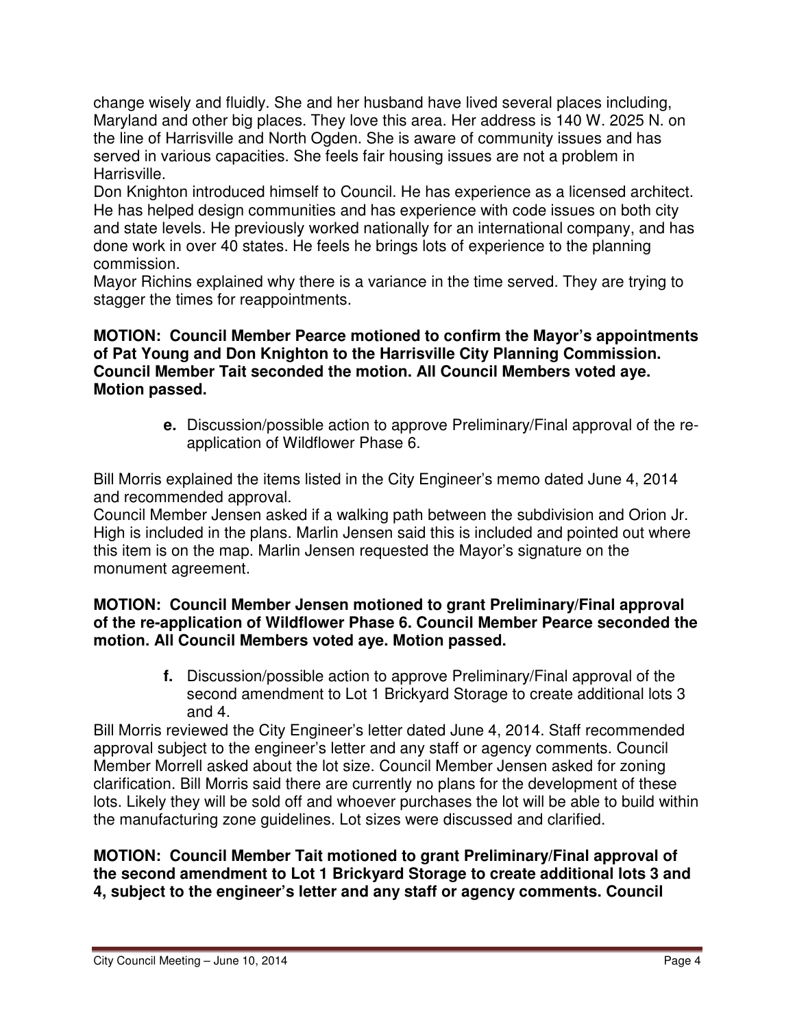change wisely and fluidly. She and her husband have lived several places including, Maryland and other big places. They love this area. Her address is 140 W. 2025 N. on the line of Harrisville and North Ogden. She is aware of community issues and has served in various capacities. She feels fair housing issues are not a problem in Harrisville.

Don Knighton introduced himself to Council. He has experience as a licensed architect. He has helped design communities and has experience with code issues on both city and state levels. He previously worked nationally for an international company, and has done work in over 40 states. He feels he brings lots of experience to the planning commission.

Mayor Richins explained why there is a variance in the time served. They are trying to stagger the times for reappointments.

**MOTION: Council Member Pearce motioned to confirm the Mayor's appointments of Pat Young and Don Knighton to the Harrisville City Planning Commission. Council Member Tait seconded the motion. All Council Members voted aye. Motion passed.**

**e.** Discussion/possible action to approve Preliminary/Final approval of the re-application of Wildflower Phase 6.

Bill Morris explained the items listed in the City Engineer's memo dated June 4, 2014 and recommended approval.

Council Member Jensen asked if a walking path between the subdivision and Orion Jr. High is included in the plans. Marlin Jensen said this is included and pointed out where this item is on the map. Marlin Jensen requested the Mayor's signature on the monument agreement.

**MOTION: Council Member Jensen motioned to grant Preliminary/Final approval of the re-application of Wildflower Phase 6. Council Member Pearce seconded the motion. All Council Members voted aye. Motion passed.**

**f.** Discussion/possible action to approve Preliminary/Final approval of the second amendment to Lot 1 Brickyard Storage to create additional lots 3 and 4.

Bill Morris reviewed the City Engineer's letter dated June 4, 2014. Staff recommended approval subject to the engineer's letter and any staff or agency comments. Council Member Morrell asked about the lot size. Council Member Jensen asked for zoning clarification. Bill Morris said there are currently no plans for the development of these lots. Likely they will be sold off and whoever purchases the lot will be able to build within the manufacturing zone guidelines. Lot sizes were discussed and clarified.

**MOTION: Council Member Tait motioned to grant Preliminary/Final approval of the second amendment to Lot 1 Brickyard Storage to create additional lots 3 and 4, subject to the engineer's letter and any staff or agency comments. Council**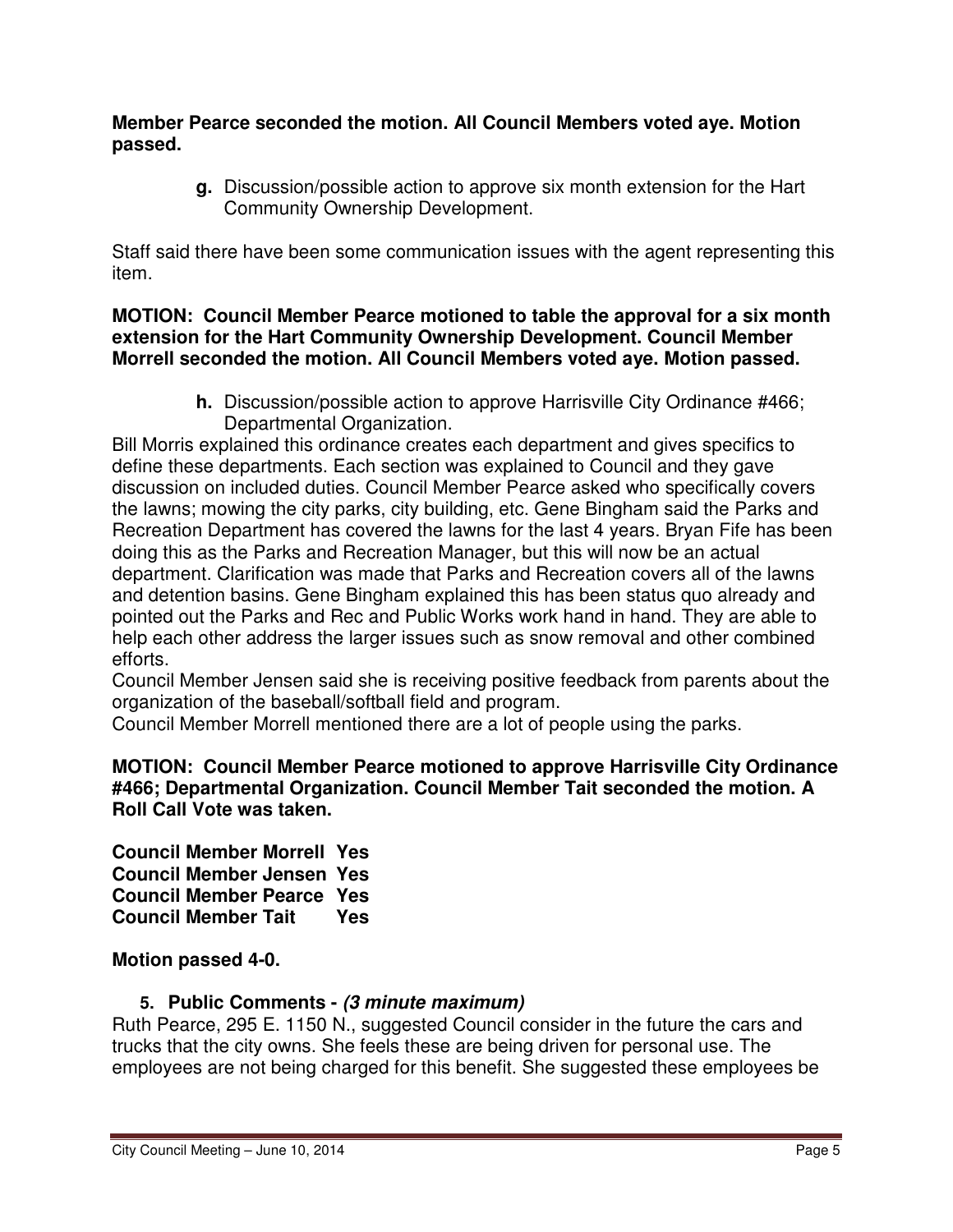**Member Pearce seconded the motion. All Council Members voted aye. Motion passed.**

**g.** Discussion/possible action to approve six month extension for the Hart Community Ownership Development.

Staff said there have been some communication issues with the agent representing this item.

**MOTION: Council Member Pearce motioned to table the approval for a six month extension for the Hart Community Ownership Development. Council Member Morrell seconded the motion. All Council Members voted aye. Motion passed.**

**h.** Discussion/possible action to approve Harrisville City Ordinance #466; Departmental Organization.

Bill Morris explained this ordinance creates each department and gives specifics to define these departments. Each section was explained to Council and they gave discussion on included duties. Council Member Pearce asked who specifically covers the lawns; mowing the city parks, city building, etc. Gene Bingham said the Parks and Recreation Department has covered the lawns for the last 4 years. Bryan Fife has been doing this as the Parks and Recreation Manager, but this will now be an actual department. Clarification was made that Parks and Recreation covers all of the lawns and detention basins. Gene Bingham explained this has been status quo already and pointed out the Parks and Rec and Public Works work hand in hand. They are able to help each other address the larger issues such as snow removal and other combined efforts.

Council Member Jensen said she is receiving positive feedback from parents about the organization of the baseball/softball field and program.

Council Member Morrell mentioned there are a lot of people using the parks.

**MOTION: Council Member Pearce motioned to approve Harrisville City Ordinance #466; Departmental Organization. Council Member Tait seconded the motion. A Roll Call Vote was taken.**

**Council Member Morrell Yes**
**Council Member Jensen Yes**
**Council Member Pearce Yes**
**Council Member Tait Yes**

**Motion passed 4-0.**

**5. Public Comments - *(3 minute maximum)***

Ruth Pearce, 295 E. 1150 N., suggested Council consider in the future the cars and trucks that the city owns. She feels these are being driven for personal use. The employees are not being charged for this benefit. She suggested these employees be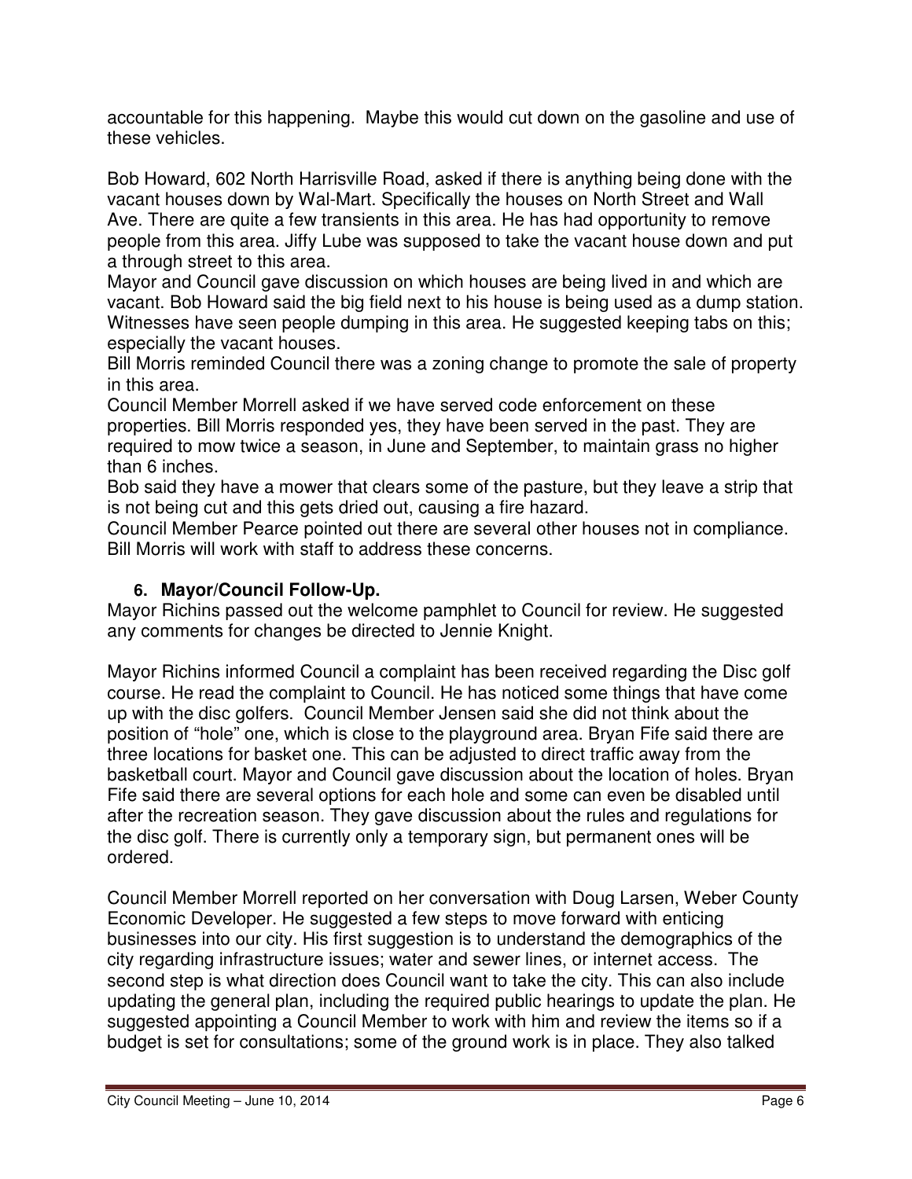accountable for this happening. Maybe this would cut down on the gasoline and use of these vehicles.

Bob Howard, 602 North Harrisville Road, asked if there is anything being done with the vacant houses down by Wal-Mart. Specifically the houses on North Street and Wall Ave. There are quite a few transients in this area. He has had opportunity to remove people from this area. Jiffy Lube was supposed to take the vacant house down and put a through street to this area.
Mayor and Council gave discussion on which houses are being lived in and which are vacant. Bob Howard said the big field next to his house is being used as a dump station. Witnesses have seen people dumping in this area. He suggested keeping tabs on this; especially the vacant houses.
Bill Morris reminded Council there was a zoning change to promote the sale of property in this area.
Council Member Morrell asked if we have served code enforcement on these properties. Bill Morris responded yes, they have been served in the past. They are required to mow twice a season, in June and September, to maintain grass no higher than 6 inches.
Bob said they have a mower that clears some of the pasture, but they leave a strip that is not being cut and this gets dried out, causing a fire hazard.
Council Member Pearce pointed out there are several other houses not in compliance. Bill Morris will work with staff to address these concerns.

### 6. Mayor/Council Follow-Up.

Mayor Richins passed out the welcome pamphlet to Council for review. He suggested any comments for changes be directed to Jennie Knight.

Mayor Richins informed Council a complaint has been received regarding the Disc golf course. He read the complaint to Council. He has noticed some things that have come up with the disc golfers. Council Member Jensen said she did not think about the position of "hole" one, which is close to the playground area. Bryan Fife said there are three locations for basket one. This can be adjusted to direct traffic away from the basketball court. Mayor and Council gave discussion about the location of holes. Bryan Fife said there are several options for each hole and some can even be disabled until after the recreation season. They gave discussion about the rules and regulations for the disc golf. There is currently only a temporary sign, but permanent ones will be ordered.

Council Member Morrell reported on her conversation with Doug Larsen, Weber County Economic Developer. He suggested a few steps to move forward with enticing businesses into our city. His first suggestion is to understand the demographics of the city regarding infrastructure issues; water and sewer lines, or internet access. The second step is what direction does Council want to take the city. This can also include updating the general plan, including the required public hearings to update the plan. He suggested appointing a Council Member to work with him and review the items so if a budget is set for consultations; some of the ground work is in place. They also talked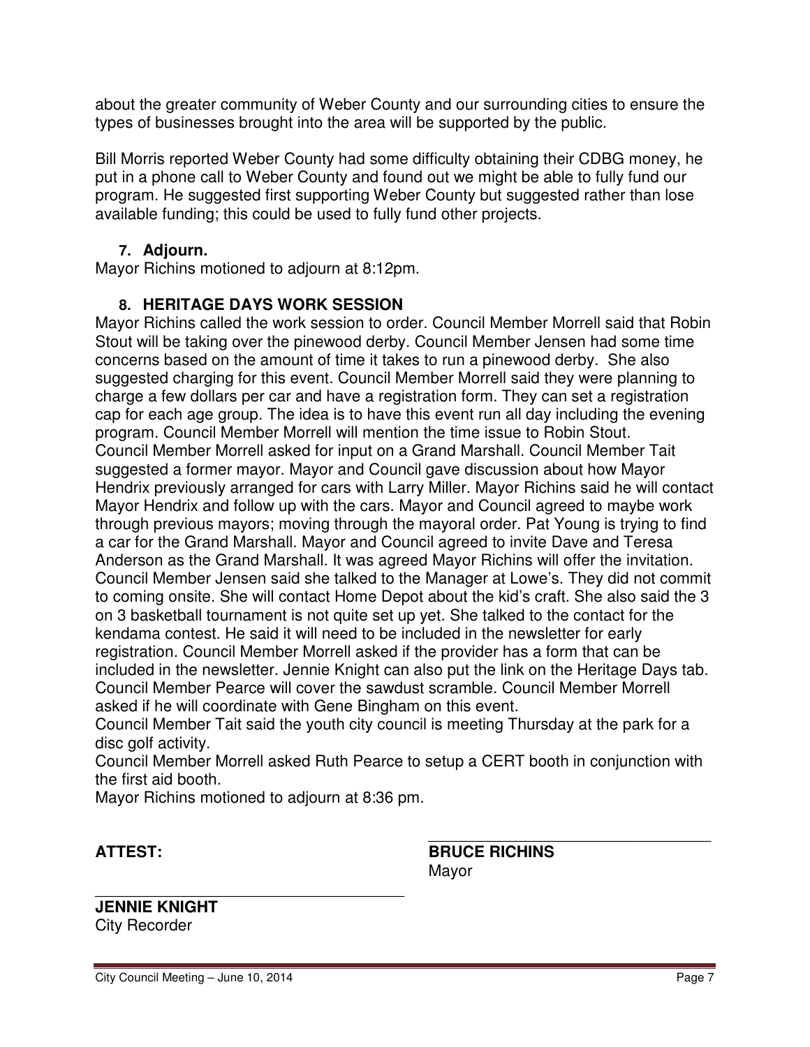about the greater community of Weber County and our surrounding cities to ensure the types of businesses brought into the area will be supported by the public.

Bill Morris reported Weber County had some difficulty obtaining their CDBG money, he put in a phone call to Weber County and found out we might be able to fully fund our program. He suggested first supporting Weber County but suggested rather than lose available funding; this could be used to fully fund other projects.

**7. Adjourn.**

Mayor Richins motioned to adjourn at 8:12pm.

**8. HERITAGE DAYS WORK SESSION**

Mayor Richins called the work session to order. Council Member Morrell said that Robin Stout will be taking over the pinewood derby. Council Member Jensen had some time concerns based on the amount of time it takes to run a pinewood derby. She also suggested charging for this event. Council Member Morrell said they were planning to charge a few dollars per car and have a registration form. They can set a registration cap for each age group. The idea is to have this event run all day including the evening program. Council Member Morrell will mention the time issue to Robin Stout.
Council Member Morrell asked for input on a Grand Marshall. Council Member Tait suggested a former mayor. Mayor and Council gave discussion about how Mayor Hendrix previously arranged for cars with Larry Miller. Mayor Richins said he will contact Mayor Hendrix and follow up with the cars. Mayor and Council agreed to maybe work through previous mayors; moving through the mayoral order. Pat Young is trying to find a car for the Grand Marshall. Mayor and Council agreed to invite Dave and Teresa Anderson as the Grand Marshall. It was agreed Mayor Richins will offer the invitation. Council Member Jensen said she talked to the Manager at Lowe's. They did not commit to coming onsite. She will contact Home Depot about the kid's craft. She also said the 3 on 3 basketball tournament is not quite set up yet. She talked to the contact for the kendama contest. He said it will need to be included in the newsletter for early registration. Council Member Morrell asked if the provider has a form that can be included in the newsletter. Jennie Knight can also put the link on the Heritage Days tab. Council Member Pearce will cover the sawdust scramble. Council Member Morrell asked if he will coordinate with Gene Bingham on this event.
Council Member Tait said the youth city council is meeting Thursday at the park for a disc golf activity.
Council Member Morrell asked Ruth Pearce to setup a CERT booth in conjunction with the first aid booth.
Mayor Richins motioned to adjourn at 8:36 pm.

**ATTEST:**

\_\_\_\_\_\_\_\_\_\_\_\_\_\_\_\_\_\_\_\_\_\_\_\_\_\_\_\_\_\_\_\_\_\_
**BRUCE RICHINS**
Mayor

\_\_\_\_\_\_\_\_\_\_\_\_\_\_\_\_\_\_\_\_\_\_\_\_\_\_\_\_\_\_\_\_\_\_
**JENNIE KNIGHT**
City Recorder